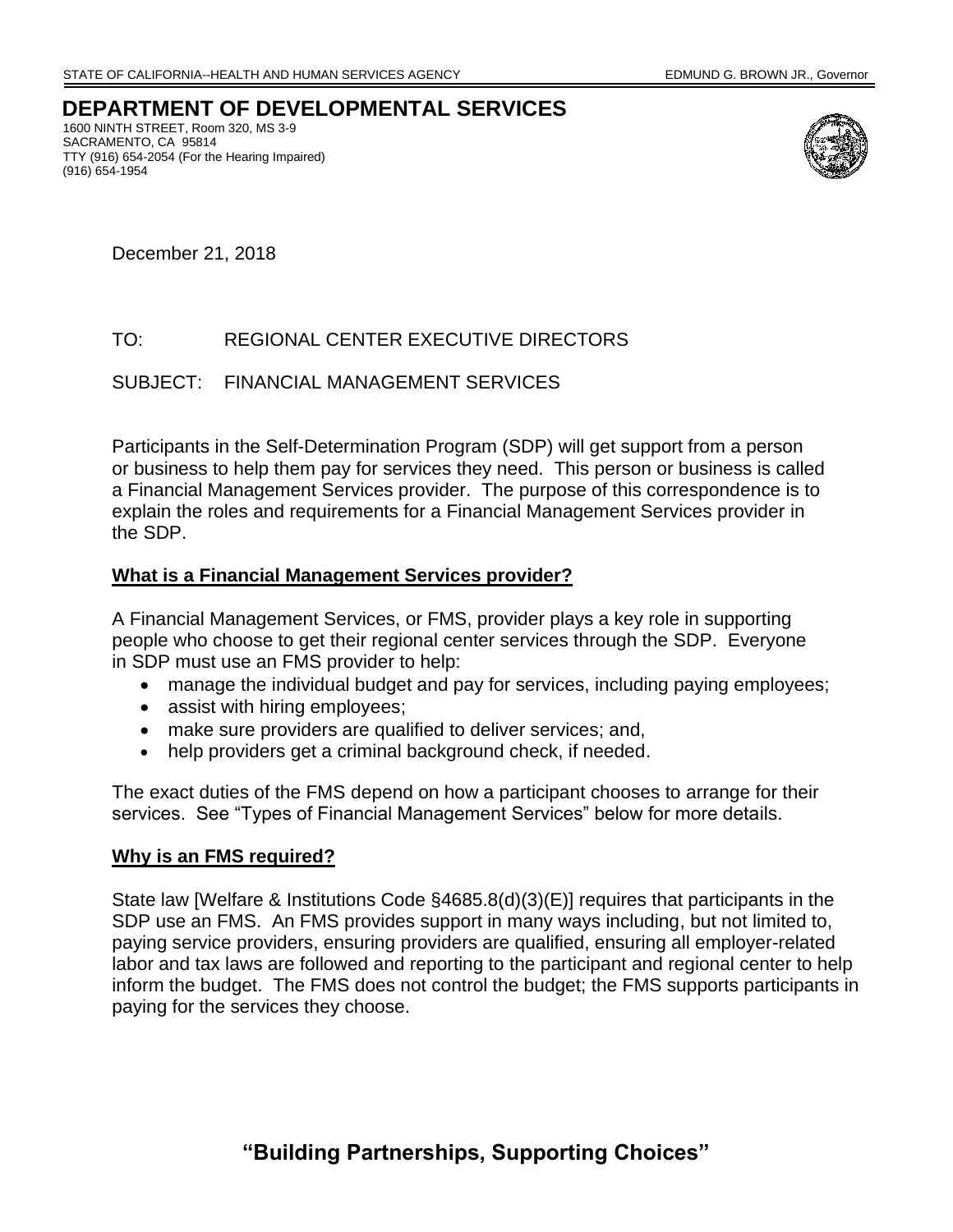STATE OF CALIFORNIA--HEALTH AND HUMAN SERVICES AGENCY EDMUND G. BROWN JR., Governor

# DEPARTMENT OF DEVELOPMENTAL SERVICES

1600 NINTH STREET, Room 320, MS 3-9
SACRAMENTO, CA 95814
TTY (916) 654-2054 (For the Hearing Impaired)
(916) 654-1954

December 21, 2018

TO: REGIONAL CENTER EXECUTIVE DIRECTORS

SUBJECT: FINANCIAL MANAGEMENT SERVICES

Participants in the Self-Determination Program (SDP) will get support from a person or business to help them pay for services they need. This person or business is called a Financial Management Services provider. The purpose of this correspondence is to explain the roles and requirements for a Financial Management Services provider in the SDP.

## What is a Financial Management Services provider?

A Financial Management Services, or FMS, provider plays a key role in supporting people who choose to get their regional center services through the SDP. Everyone in SDP must use an FMS provider to help:

- manage the individual budget and pay for services, including paying employees;
- assist with hiring employees;
- make sure providers are qualified to deliver services; and,
- help providers get a criminal background check, if needed.

The exact duties of the FMS depend on how a participant chooses to arrange for their services. See "Types of Financial Management Services" below for more details.

## Why is an FMS required?

State law [Welfare & Institutions Code §4685.8(d)(3)(E)] requires that participants in the SDP use an FMS. An FMS provides support in many ways including, but not limited to, paying service providers, ensuring providers are qualified, ensuring all employer-related labor and tax laws are followed and reporting to the participant and regional center to help inform the budget. The FMS does not control the budget; the FMS supports participants in paying for the services they choose.

**"Building Partnerships, Supporting Choices"**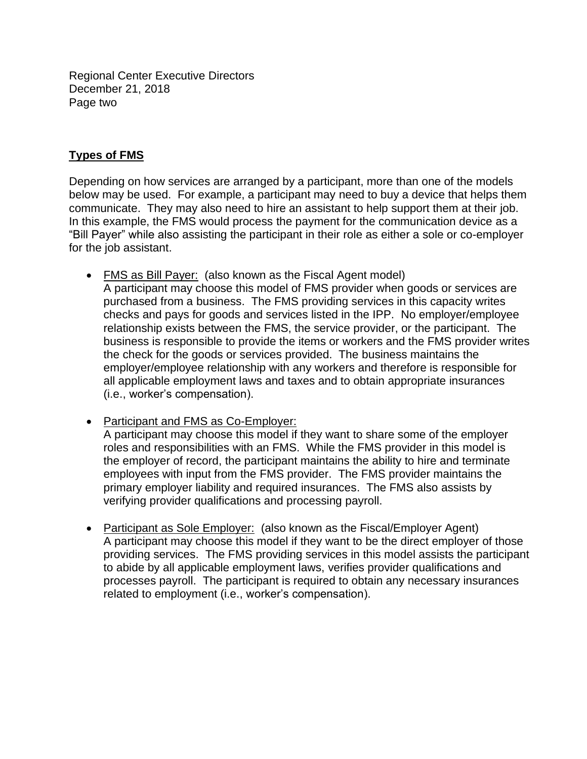## Types of FMS

Depending on how services are arranged by a participant, more than one of the models below may be used. For example, a participant may need to buy a device that helps them communicate. They may also need to hire an assistant to help support them at their job. In this example, the FMS would process the payment for the communication device as a "Bill Payer" while also assisting the participant in their role as either a sole or co-employer for the job assistant.

- FMS as Bill Payer: (also known as the Fiscal Agent model)
  A participant may choose this model of FMS provider when goods or services are purchased from a business. The FMS providing services in this capacity writes checks and pays for goods and services listed in the IPP. No employer/employee relationship exists between the FMS, the service provider, or the participant. The business is responsible to provide the items or workers and the FMS provider writes the check for the goods or services provided. The business maintains the employer/employee relationship with any workers and therefore is responsible for all applicable employment laws and taxes and to obtain appropriate insurances (i.e., worker's compensation).

- Participant and FMS as Co-Employer:
  A participant may choose this model if they want to share some of the employer roles and responsibilities with an FMS. While the FMS provider in this model is the employer of record, the participant maintains the ability to hire and terminate employees with input from the FMS provider. The FMS provider maintains the primary employer liability and required insurances. The FMS also assists by verifying provider qualifications and processing payroll.

- Participant as Sole Employer: (also known as the Fiscal/Employer Agent)
  A participant may choose this model if they want to be the direct employer of those providing services. The FMS providing services in this model assists the participant to abide by all applicable employment laws, verifies provider qualifications and processes payroll. The participant is required to obtain any necessary insurances related to employment (i.e., worker's compensation).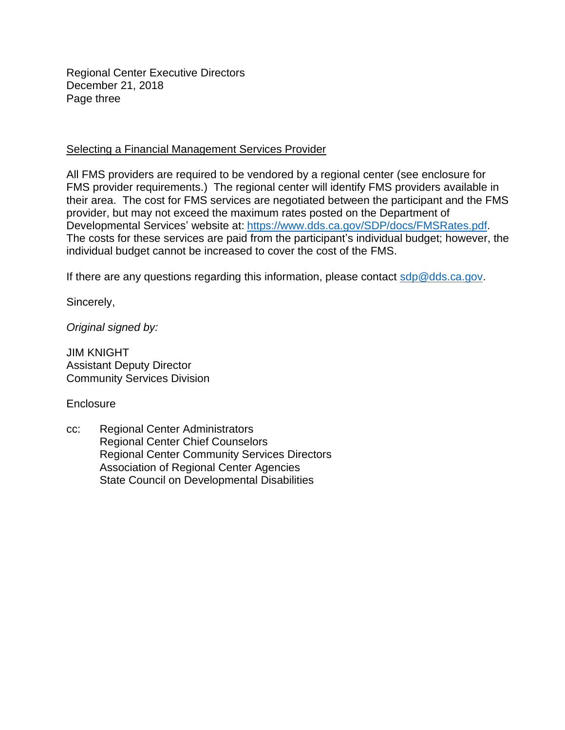Selecting a Financial Management Services Provider

All FMS providers are required to be vendored by a regional center (see enclosure for FMS provider requirements.) The regional center will identify FMS providers available in their area. The cost for FMS services are negotiated between the participant and the FMS provider, but may not exceed the maximum rates posted on the Department of Developmental Services' website at: [https://www.dds.ca.gov/SDP/docs/FMSRates.pdf](https://www.dds.ca.gov/SDP/docs/FMSRates.pdf). The costs for these services are paid from the participant's individual budget; however, the individual budget cannot be increased to cover the cost of the FMS.

If there are any questions regarding this information, please contact [sdp@dds.ca.gov](mailto:sdp@dds.ca.gov).

Sincerely,

*Original signed by:*

JIM KNIGHT
Assistant Deputy Director
Community Services Division

Enclosure

cc: Regional Center Administrators
Regional Center Chief Counselors
Regional Center Community Services Directors
Association of Regional Center Agencies
State Council on Developmental Disabilities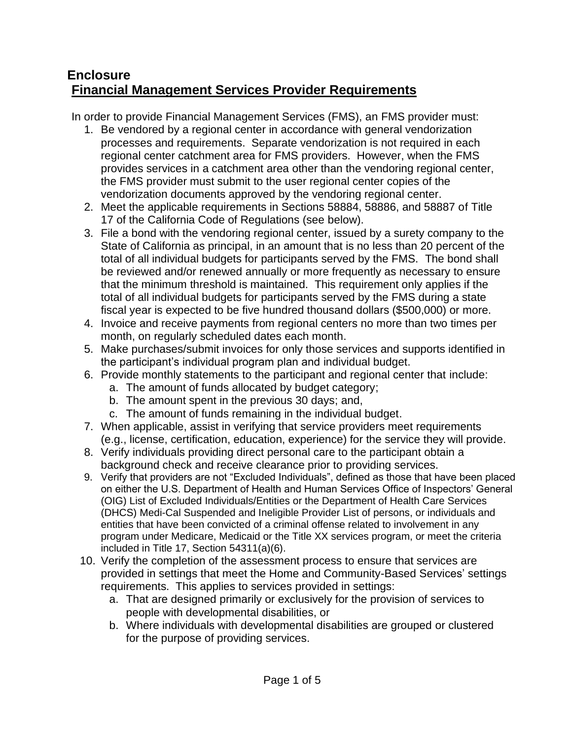# Enclosure

## Financial Management Services Provider Requirements

In order to provide Financial Management Services (FMS), an FMS provider must:

1. Be vendored by a regional center in accordance with general vendorization processes and requirements. Separate vendorization is not required in each regional center catchment area for FMS providers. However, when the FMS provides services in a catchment area other than the vendoring regional center, the FMS provider must submit to the user regional center copies of the vendorization documents approved by the vendoring regional center.
2. Meet the applicable requirements in Sections 58884, 58886, and 58887 of Title 17 of the California Code of Regulations (see below).
3. File a bond with the vendoring regional center, issued by a surety company to the State of California as principal, in an amount that is no less than 20 percent of the total of all individual budgets for participants served by the FMS. The bond shall be reviewed and/or renewed annually or more frequently as necessary to ensure that the minimum threshold is maintained. This requirement only applies if the total of all individual budgets for participants served by the FMS during a state fiscal year is expected to be five hundred thousand dollars ($500,000) or more.
4. Invoice and receive payments from regional centers no more than two times per month, on regularly scheduled dates each month.
5. Make purchases/submit invoices for only those services and supports identified in the participant's individual program plan and individual budget.
6. Provide monthly statements to the participant and regional center that include:
   a. The amount of funds allocated by budget category;
   b. The amount spent in the previous 30 days; and,
   c. The amount of funds remaining in the individual budget.
7. When applicable, assist in verifying that service providers meet requirements (e.g., license, certification, education, experience) for the service they will provide.
8. Verify individuals providing direct personal care to the participant obtain a background check and receive clearance prior to providing services.
9. Verify that providers are not "Excluded Individuals", defined as those that have been placed on either the U.S. Department of Health and Human Services Office of Inspectors' General (OIG) List of Excluded Individuals/Entities or the Department of Health Care Services (DHCS) Medi-Cal Suspended and Ineligible Provider List of persons, or individuals and entities that have been convicted of a criminal offense related to involvement in any program under Medicare, Medicaid or the Title XX services program, or meet the criteria included in Title 17, Section 54311(a)(6).
10. Verify the completion of the assessment process to ensure that services are provided in settings that meet the Home and Community-Based Services' settings requirements. This applies to services provided in settings:
    a. That are designed primarily or exclusively for the provision of services to people with developmental disabilities, or
    b. Where individuals with developmental disabilities are grouped or clustered for the purpose of providing services.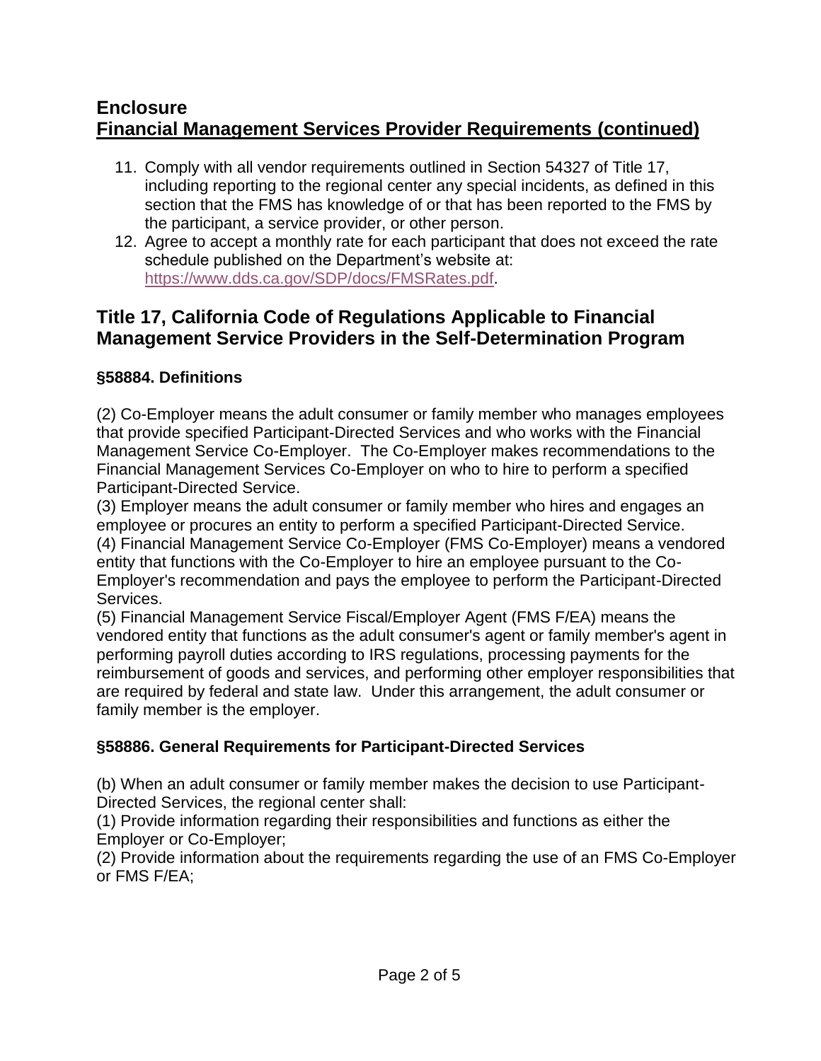## Enclosure
## Financial Management Services Provider Requirements (continued)

11. Comply with all vendor requirements outlined in Section 54327 of Title 17, including reporting to the regional center any special incidents, as defined in this section that the FMS has knowledge of or that has been reported to the FMS by the participant, a service provider, or other person.
12. Agree to accept a monthly rate for each participant that does not exceed the rate schedule published on the Department's website at: https://www.dds.ca.gov/SDP/docs/FMSRates.pdf.

## Title 17, California Code of Regulations Applicable to Financial Management Service Providers in the Self-Determination Program

### §58884. Definitions

(2) Co-Employer means the adult consumer or family member who manages employees that provide specified Participant-Directed Services and who works with the Financial Management Service Co-Employer. The Co-Employer makes recommendations to the Financial Management Services Co-Employer on who to hire to perform a specified Participant-Directed Service.
(3) Employer means the adult consumer or family member who hires and engages an employee or procures an entity to perform a specified Participant-Directed Service.
(4) Financial Management Service Co-Employer (FMS Co-Employer) means a vendored entity that functions with the Co-Employer to hire an employee pursuant to the Co-Employer's recommendation and pays the employee to perform the Participant-Directed Services.
(5) Financial Management Service Fiscal/Employer Agent (FMS F/EA) means the vendored entity that functions as the adult consumer's agent or family member's agent in performing payroll duties according to IRS regulations, processing payments for the reimbursement of goods and services, and performing other employer responsibilities that are required by federal and state law. Under this arrangement, the adult consumer or family member is the employer.

### §58886. General Requirements for Participant-Directed Services

(b) When an adult consumer or family member makes the decision to use Participant-Directed Services, the regional center shall:
(1) Provide information regarding their responsibilities and functions as either the Employer or Co-Employer;
(2) Provide information about the requirements regarding the use of an FMS Co-Employer or FMS F/EA;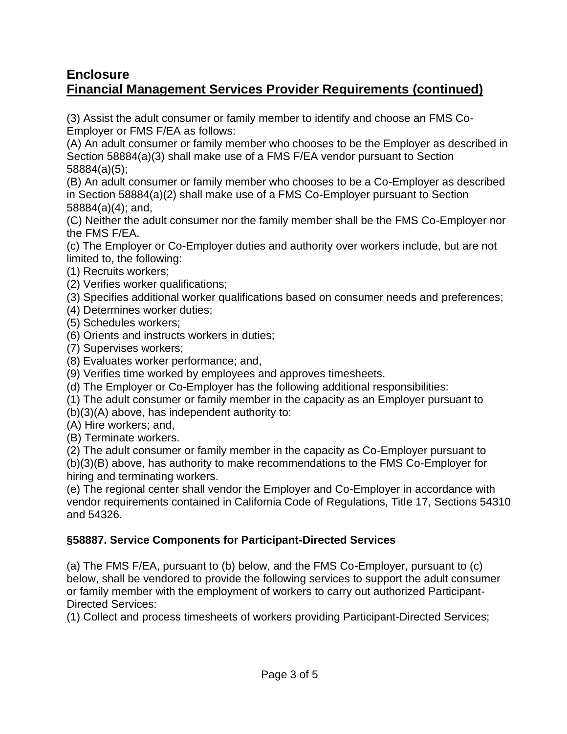# Enclosure

## Financial Management Services Provider Requirements (continued)

(3) Assist the adult consumer or family member to identify and choose an FMS Co-Employer or FMS F/EA as follows:

(A) An adult consumer or family member who chooses to be the Employer as described in Section 58884(a)(3) shall make use of a FMS F/EA vendor pursuant to Section 58884(a)(5);

(B) An adult consumer or family member who chooses to be a Co-Employer as described in Section 58884(a)(2) shall make use of a FMS Co-Employer pursuant to Section 58884(a)(4); and,

(C) Neither the adult consumer nor the family member shall be the FMS Co-Employer nor the FMS F/EA.

(c) The Employer or Co-Employer duties and authority over workers include, but are not limited to, the following:

(1) Recruits workers;

(2) Verifies worker qualifications;

(3) Specifies additional worker qualifications based on consumer needs and preferences;

(4) Determines worker duties;

(5) Schedules workers;

(6) Orients and instructs workers in duties;

(7) Supervises workers;

(8) Evaluates worker performance; and,

(9) Verifies time worked by employees and approves timesheets.

(d) The Employer or Co-Employer has the following additional responsibilities:

(1) The adult consumer or family member in the capacity as an Employer pursuant to (b)(3)(A) above, has independent authority to:

(A) Hire workers; and,

(B) Terminate workers.

(2) The adult consumer or family member in the capacity as Co-Employer pursuant to (b)(3)(B) above, has authority to make recommendations to the FMS Co-Employer for hiring and terminating workers.

(e) The regional center shall vendor the Employer and Co-Employer in accordance with vendor requirements contained in California Code of Regulations, Title 17, Sections 54310 and 54326.

### §58887. Service Components for Participant-Directed Services

(a) The FMS F/EA, pursuant to (b) below, and the FMS Co-Employer, pursuant to (c) below, shall be vendored to provide the following services to support the adult consumer or family member with the employment of workers to carry out authorized Participant-Directed Services:

(1) Collect and process timesheets of workers providing Participant-Directed Services;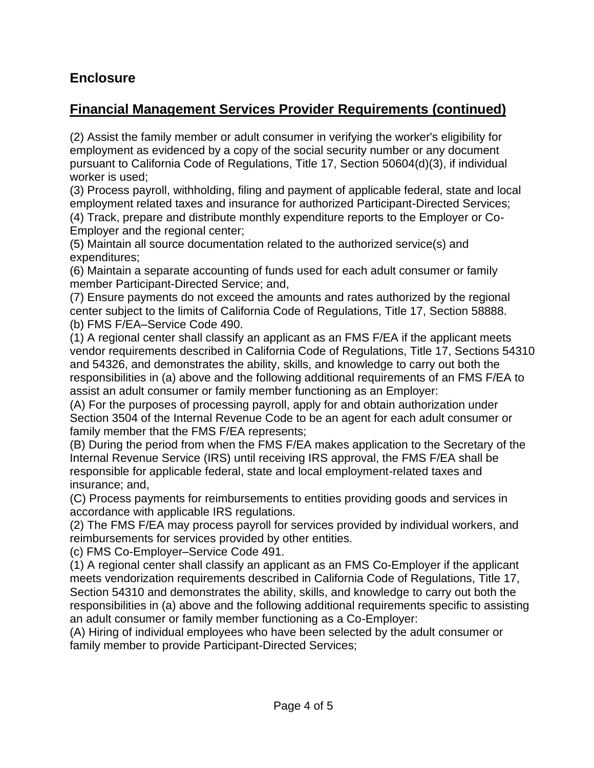## Enclosure

## Financial Management Services Provider Requirements (continued)

(2) Assist the family member or adult consumer in verifying the worker's eligibility for employment as evidenced by a copy of the social security number or any document pursuant to California Code of Regulations, Title 17, Section 50604(d)(3), if individual worker is used;
(3) Process payroll, withholding, filing and payment of applicable federal, state and local employment related taxes and insurance for authorized Participant-Directed Services;
(4) Track, prepare and distribute monthly expenditure reports to the Employer or Co-Employer and the regional center;
(5) Maintain all source documentation related to the authorized service(s) and expenditures;
(6) Maintain a separate accounting of funds used for each adult consumer or family member Participant-Directed Service; and,
(7) Ensure payments do not exceed the amounts and rates authorized by the regional center subject to the limits of California Code of Regulations, Title 17, Section 58888.
(b) FMS F/EA–Service Code 490.
(1) A regional center shall classify an applicant as an FMS F/EA if the applicant meets vendor requirements described in California Code of Regulations, Title 17, Sections 54310 and 54326, and demonstrates the ability, skills, and knowledge to carry out both the responsibilities in (a) above and the following additional requirements of an FMS F/EA to assist an adult consumer or family member functioning as an Employer:
(A) For the purposes of processing payroll, apply for and obtain authorization under Section 3504 of the Internal Revenue Code to be an agent for each adult consumer or family member that the FMS F/EA represents;
(B) During the period from when the FMS F/EA makes application to the Secretary of the Internal Revenue Service (IRS) until receiving IRS approval, the FMS F/EA shall be responsible for applicable federal, state and local employment-related taxes and insurance; and,
(C) Process payments for reimbursements to entities providing goods and services in accordance with applicable IRS regulations.
(2) The FMS F/EA may process payroll for services provided by individual workers, and reimbursements for services provided by other entities.
(c) FMS Co-Employer–Service Code 491.
(1) A regional center shall classify an applicant as an FMS Co-Employer if the applicant meets vendorization requirements described in California Code of Regulations, Title 17, Section 54310 and demonstrates the ability, skills, and knowledge to carry out both the responsibilities in (a) above and the following additional requirements specific to assisting an adult consumer or family member functioning as a Co-Employer:
(A) Hiring of individual employees who have been selected by the adult consumer or family member to provide Participant-Directed Services;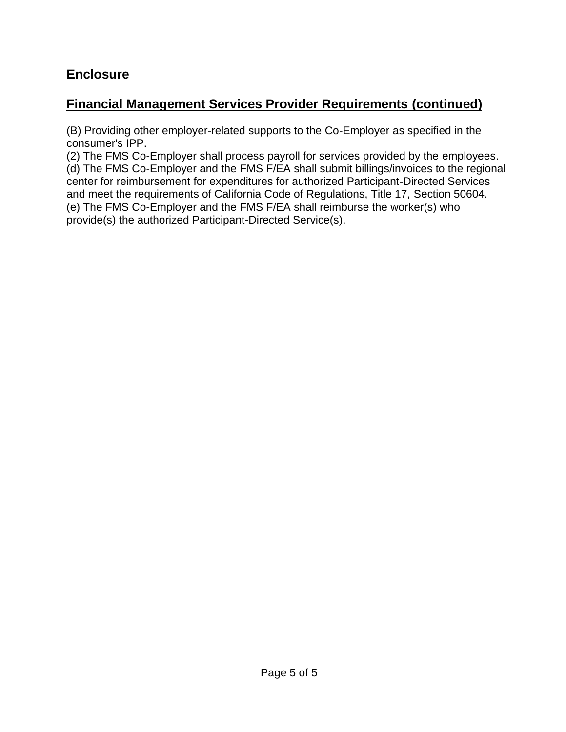## Enclosure

## Financial Management Services Provider Requirements (continued)

(B) Providing other employer-related supports to the Co-Employer as specified in the consumer's IPP.

(2) The FMS Co-Employer shall process payroll for services provided by the employees.

(d) The FMS Co-Employer and the FMS F/EA shall submit billings/invoices to the regional center for reimbursement for expenditures for authorized Participant-Directed Services and meet the requirements of California Code of Regulations, Title 17, Section 50604.

(e) The FMS Co-Employer and the FMS F/EA shall reimburse the worker(s) who provide(s) the authorized Participant-Directed Service(s).